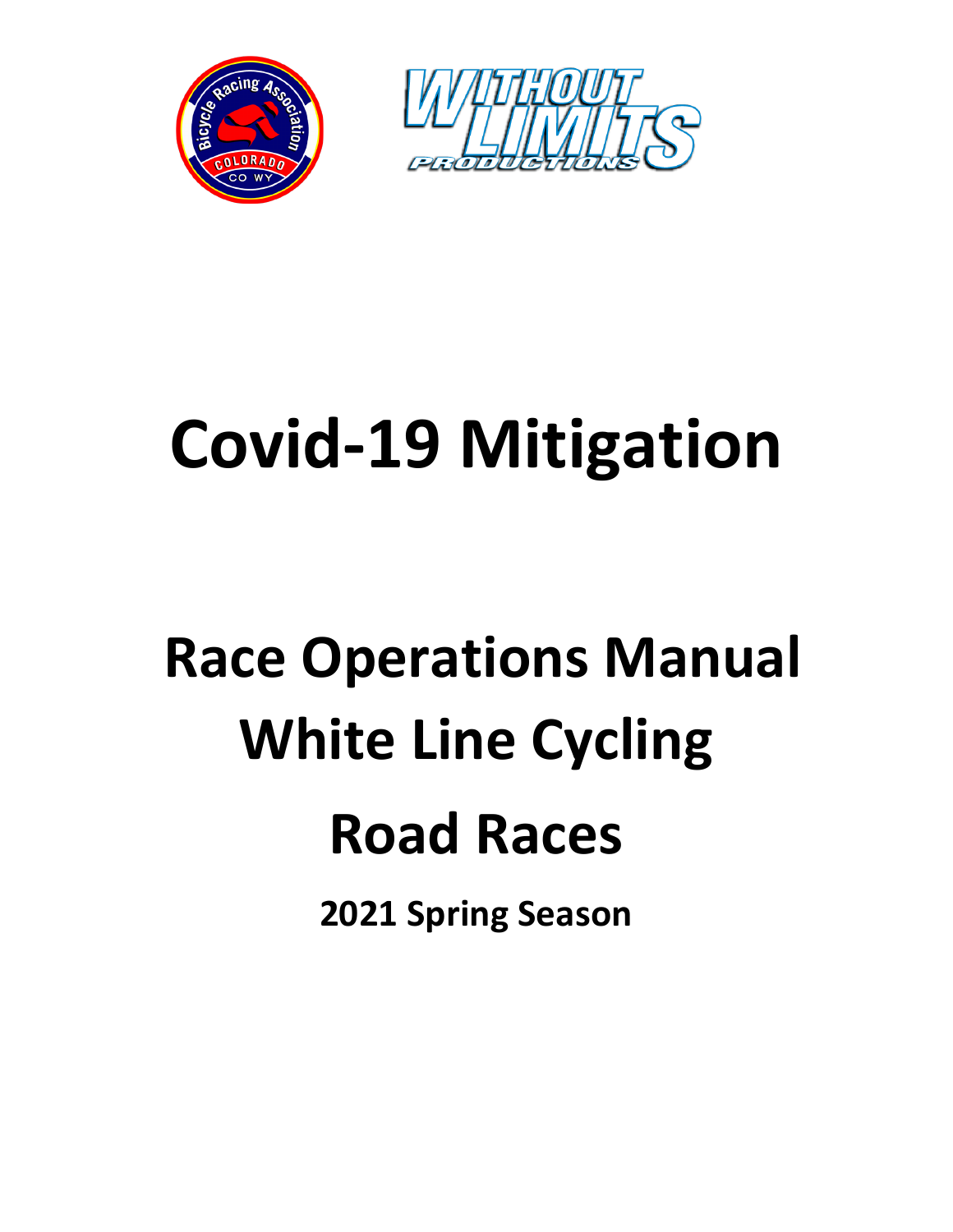# Covid-19 Mitigation

## Race Operations Manual
## White Line Cycling
## Road Races

**2021 Spring Season**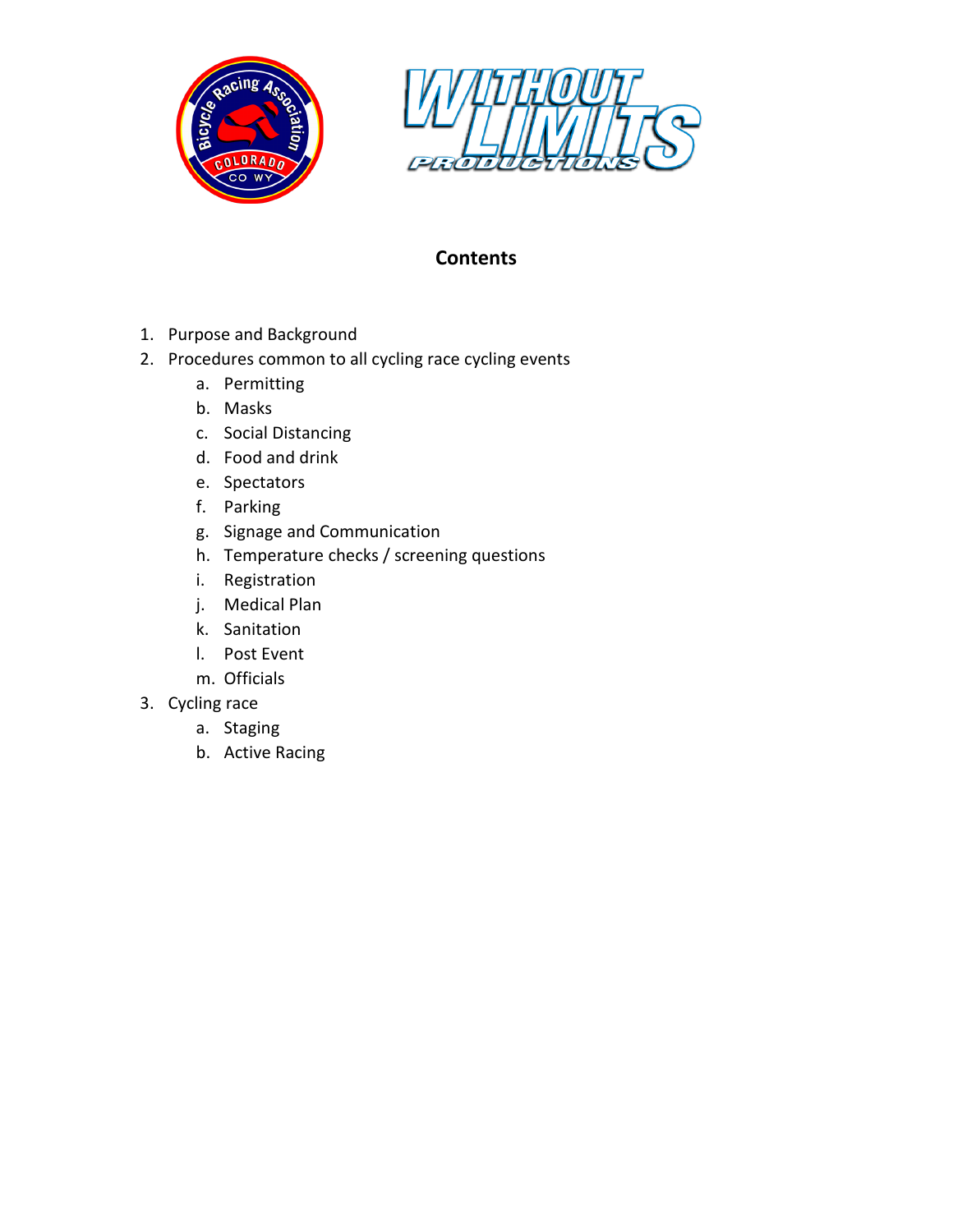## Contents

1. Purpose and Background
2. Procedures common to all cycling race cycling events
    a. Permitting
    b. Masks
    c. Social Distancing
    d. Food and drink
    e. Spectators
    f. Parking
    g. Signage and Communication
    h. Temperature checks / screening questions
    i. Registration
    j. Medical Plan
    k. Sanitation
    l. Post Event
    m. Officials
3. Cycling race
    a. Staging
    b. Active Racing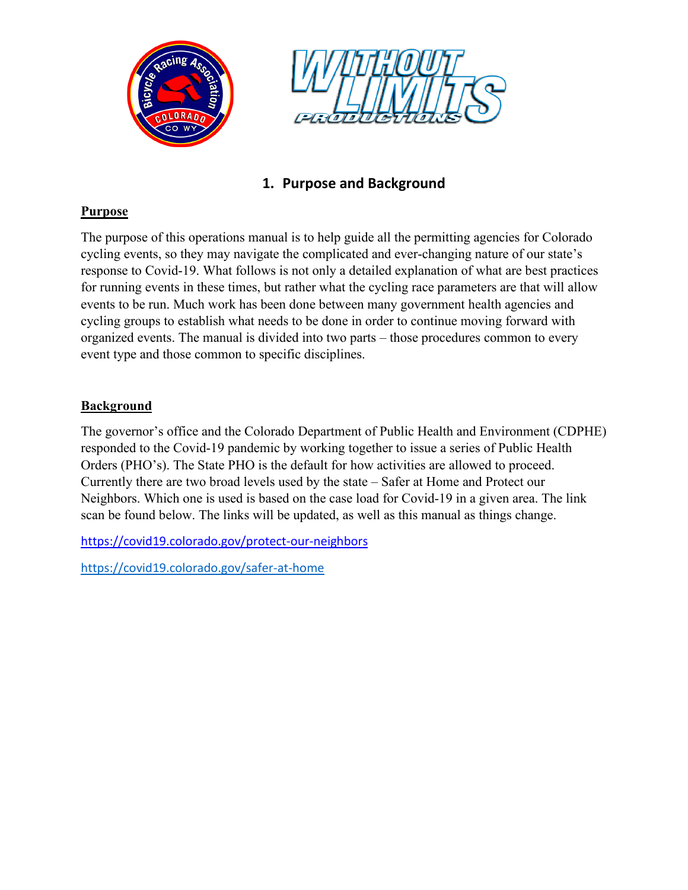## 1. Purpose and Background

**Purpose**

The purpose of this operations manual is to help guide all the permitting agencies for Colorado cycling events, so they may navigate the complicated and ever-changing nature of our state's response to Covid-19. What follows is not only a detailed explanation of what are best practices for running events in these times, but rather what the cycling race parameters are that will allow events to be run. Much work has been done between many government health agencies and cycling groups to establish what needs to be done in order to continue moving forward with organized events. The manual is divided into two parts – those procedures common to every event type and those common to specific disciplines.

**Background**

The governor's office and the Colorado Department of Public Health and Environment (CDPHE) responded to the Covid-19 pandemic by working together to issue a series of Public Health Orders (PHO's). The State PHO is the default for how activities are allowed to proceed. Currently there are two broad levels used by the state – Safer at Home and Protect our Neighbors. Which one is used is based on the case load for Covid-19 in a given area. The link scan be found below. The links will be updated, as well as this manual as things change.

https://covid19.colorado.gov/protect-our-neighbors

https://covid19.colorado.gov/safer-at-home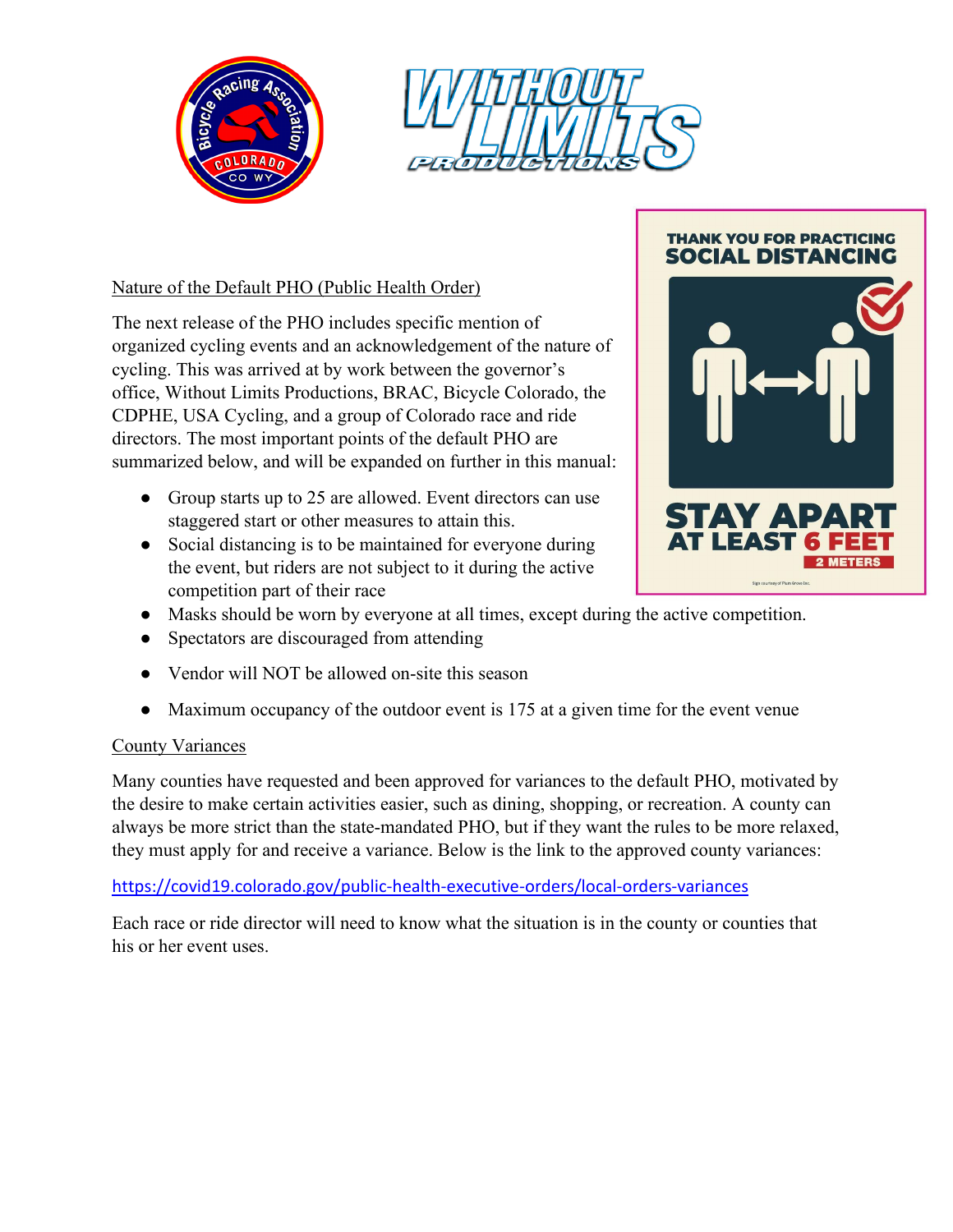Nature of the Default PHO (Public Health Order)

The next release of the PHO includes specific mention of organized cycling events and an acknowledgement of the nature of cycling. This was arrived at by work between the governor's office, Without Limits Productions, BRAC, Bicycle Colorado, the CDPHE, USA Cycling, and a group of Colorado race and ride directors. The most important points of the default PHO are summarized below, and will be expanded on further in this manual:

- Group starts up to 25 are allowed. Event directors can use staggered start or other measures to attain this.
- Social distancing is to be maintained for everyone during the event, but riders are not subject to it during the active competition part of their race
- Masks should be worn by everyone at all times, except during the active competition.
- Spectators are discouraged from attending
- Vendor will NOT be allowed on-site this season
- Maximum occupancy of the outdoor event is 175 at a given time for the event venue

County Variances

Many counties have requested and been approved for variances to the default PHO, motivated by the desire to make certain activities easier, such as dining, shopping, or recreation. A county can always be more strict than the state-mandated PHO, but if they want the rules to be more relaxed, they must apply for and receive a variance. Below is the link to the approved county variances:

https://covid19.colorado.gov/public-health-executive-orders/local-orders-variances

Each race or ride director will need to know what the situation is in the county or counties that his or her event uses.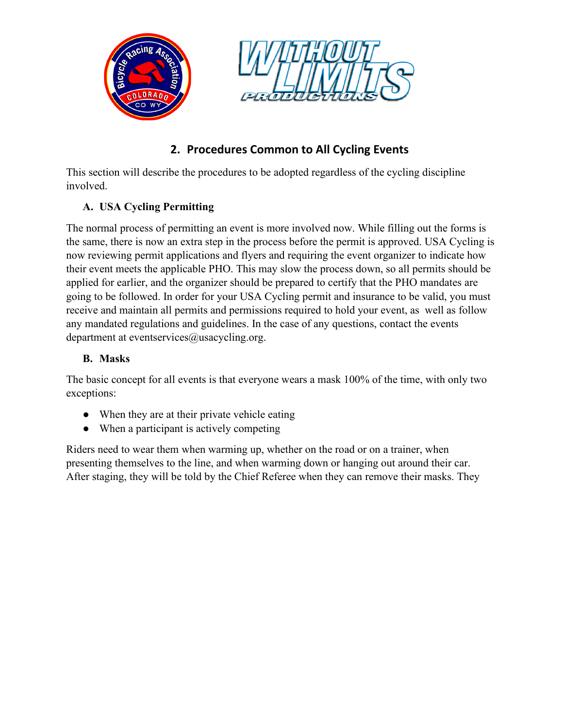## 2. Procedures Common to All Cycling Events

This section will describe the procedures to be adopted regardless of the cycling discipline involved.

### A. USA Cycling Permitting

The normal process of permitting an event is more involved now. While filling out the forms is the same, there is now an extra step in the process before the permit is approved. USA Cycling is now reviewing permit applications and flyers and requiring the event organizer to indicate how their event meets the applicable PHO. This may slow the process down, so all permits should be applied for earlier, and the organizer should be prepared to certify that the PHO mandates are going to be followed. In order for your USA Cycling permit and insurance to be valid, you must receive and maintain all permits and permissions required to hold your event, as well as follow any mandated regulations and guidelines. In the case of any questions, contact the events department at eventservices@usacycling.org.

### B. Masks

The basic concept for all events is that everyone wears a mask 100% of the time, with only two exceptions:

- When they are at their private vehicle eating
- When a participant is actively competing

Riders need to wear them when warming up, whether on the road or on a trainer, when presenting themselves to the line, and when warming down or hanging out around their car. After staging, they will be told by the Chief Referee when they can remove their masks. They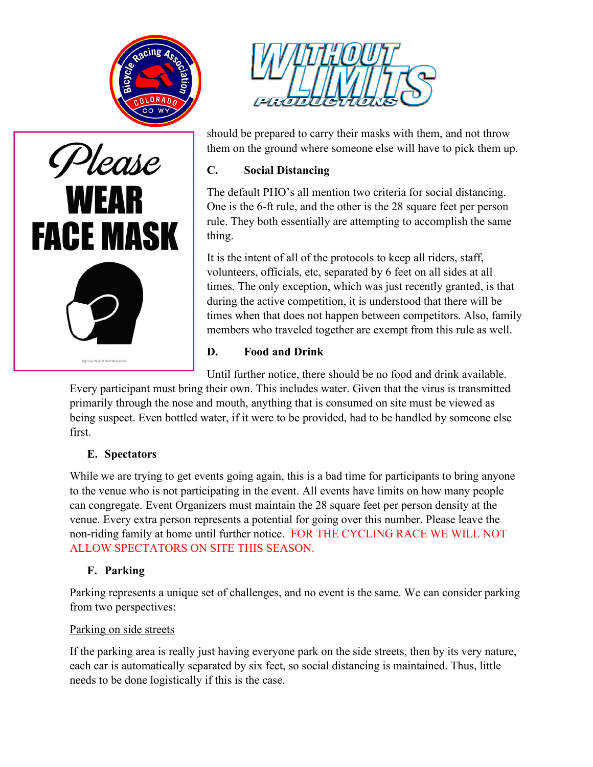should be prepared to carry their masks with them, and not throw them on the ground where someone else will have to pick them up.

**C. Social Distancing**

The default PHO's all mention two criteria for social distancing. One is the 6-ft rule, and the other is the 28 square feet per person rule. They both essentially are attempting to accomplish the same thing.

It is the intent of all of the protocols to keep all riders, staff, volunteers, officials, etc, separated by 6 feet on all sides at all times. The only exception, which was just recently granted, is that during the active competition, it is understood that there will be times when that does not happen between competitors. Also, family members who traveled together are exempt from this rule as well.

**D. Food and Drink**

Until further notice, there should be no food and drink available. Every participant must bring their own. This includes water. Given that the virus is transmitted primarily through the nose and mouth, anything that is consumed on site must be viewed as being suspect. Even bottled water, if it were to be provided, had to be handled by someone else first.

**E. Spectators**

While we are trying to get events going again, this is a bad time for participants to bring anyone to the venue who is not participating in the event. All events have limits on how many people can congregate. Event Organizers must maintain the 28 square feet per person density at the venue. Every extra person represents a potential for going over this number. Please leave the non-riding family at home until further notice. FOR THE CYCLING RACE WE WILL NOT ALLOW SPECTATORS ON SITE THIS SEASON.

**F. Parking**

Parking represents a unique set of challenges, and no event is the same. We can consider parking from two perspectives:

Parking on side streets

If the parking area is really just having everyone park on the side streets, then by its very nature, each car is automatically separated by six feet, so social distancing is maintained. Thus, little needs to be done logistically if this is the case.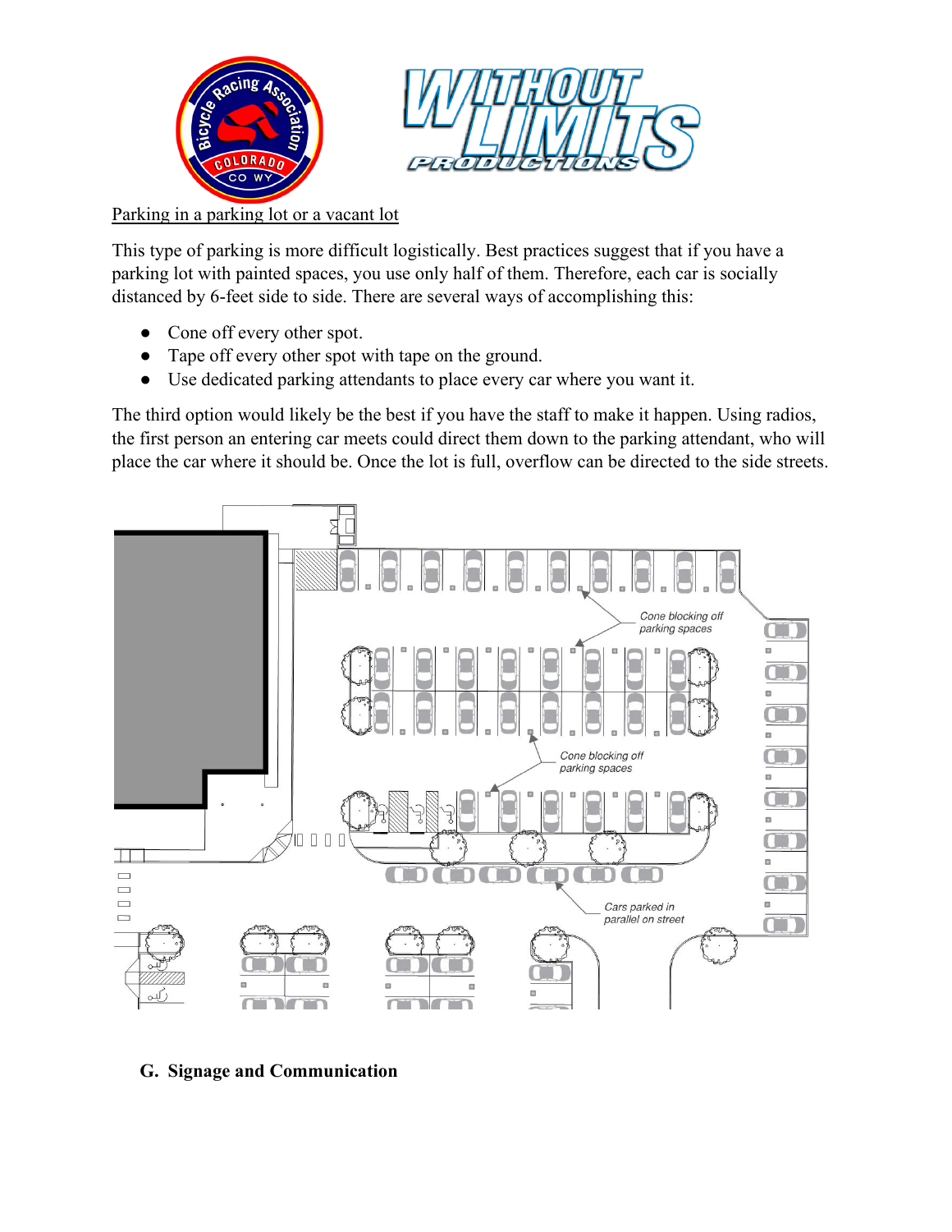Parking in a parking lot or a vacant lot

This type of parking is more difficult logistically. Best practices suggest that if you have a parking lot with painted spaces, you use only half of them. Therefore, each car is socially distanced by 6-feet side to side. There are several ways of accomplishing this:

- Cone off every other spot.
- Tape off every other spot with tape on the ground.
- Use dedicated parking attendants to place every car where you want it.

The third option would likely be the best if you have the staff to make it happen. Using radios, the first person an entering car meets could direct them down to the parking attendant, who will place the car where it should be. Once the lot is full, overflow can be directed to the side streets.

## G. Signage and Communication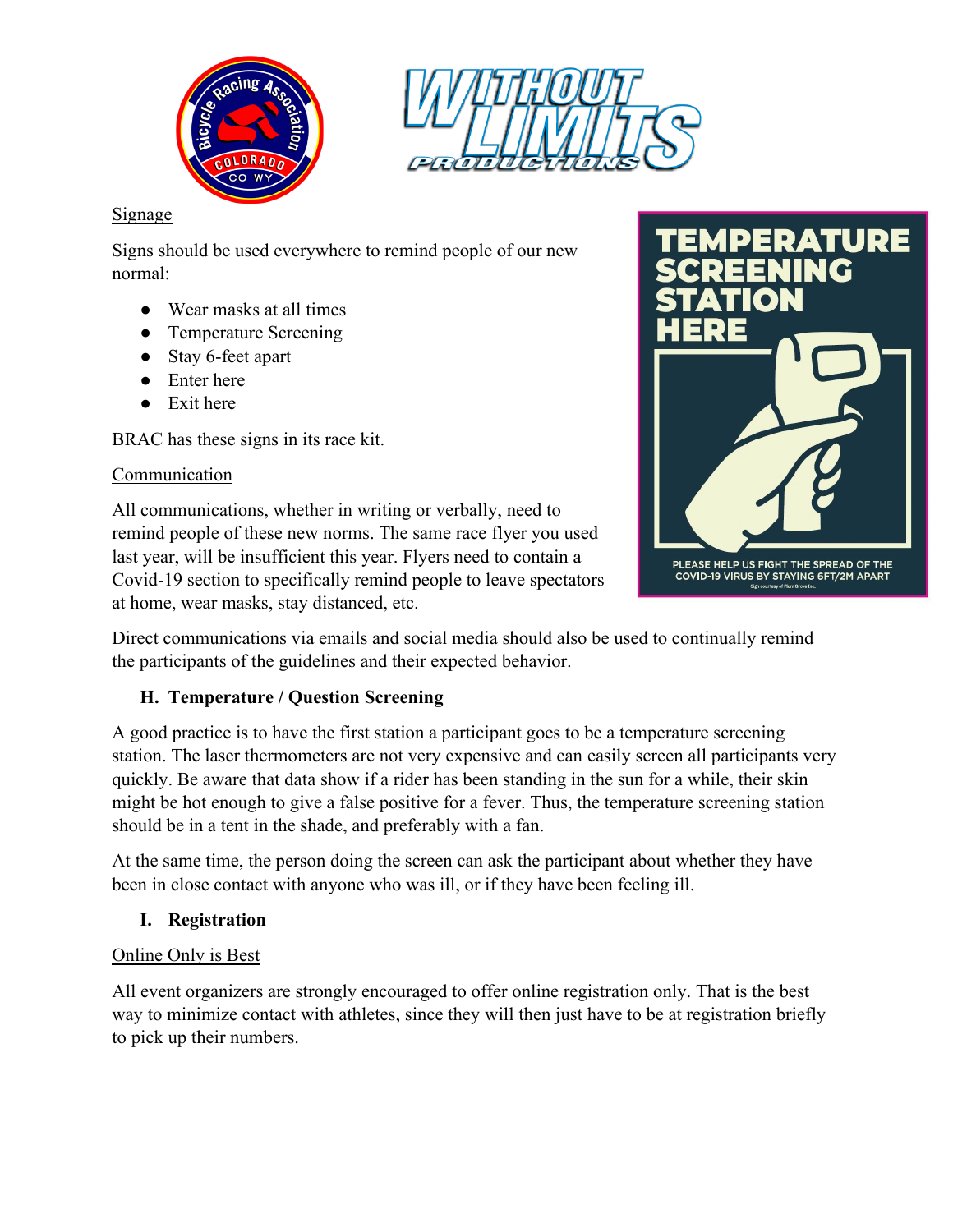Signage

Signs should be used everywhere to remind people of our new normal:

- Wear masks at all times
- Temperature Screening
- Stay 6-feet apart
- Enter here
- Exit here

BRAC has these signs in its race kit.

Communication

All communications, whether in writing or verbally, need to remind people of these new norms. The same race flyer you used last year, will be insufficient this year. Flyers need to contain a Covid-19 section to specifically remind people to leave spectators at home, wear masks, stay distanced, etc.

Direct communications via emails and social media should also be used to continually remind the participants of the guidelines and their expected behavior.

### H. Temperature / Question Screening

A good practice is to have the first station a participant goes to be a temperature screening station. The laser thermometers are not very expensive and can easily screen all participants very quickly. Be aware that data show if a rider has been standing in the sun for a while, their skin might be hot enough to give a false positive for a fever. Thus, the temperature screening station should be in a tent in the shade, and preferably with a fan.

At the same time, the person doing the screen can ask the participant about whether they have been in close contact with anyone who was ill, or if they have been feeling ill.

### I. Registration

Online Only is Best

All event organizers are strongly encouraged to offer online registration only. That is the best way to minimize contact with athletes, since they will then just have to be at registration briefly to pick up their numbers.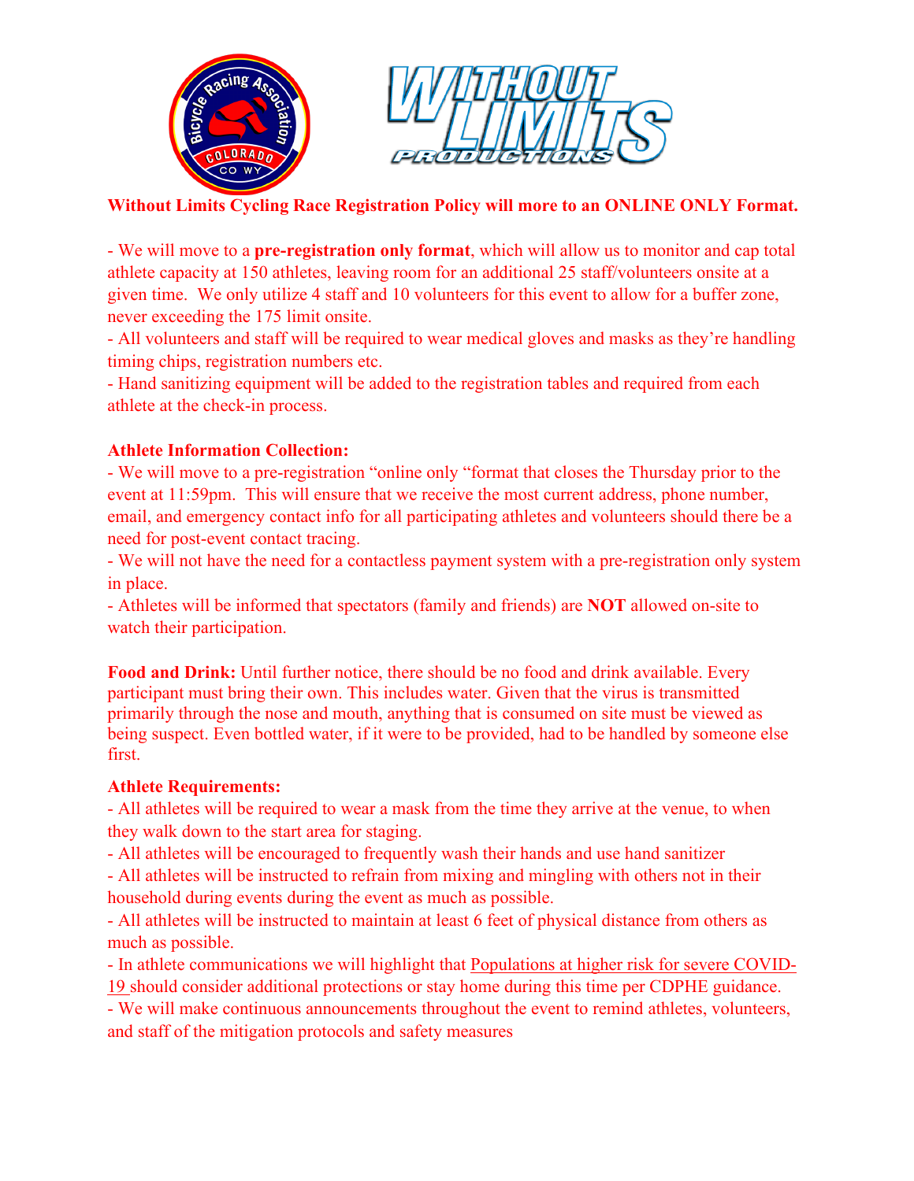**Without Limits Cycling Race Registration Policy will more to an ONLINE ONLY Format.**

- We will move to a **pre-registration only format**, which will allow us to monitor and cap total athlete capacity at 150 athletes, leaving room for an additional 25 staff/volunteers onsite at a given time.  We only utilize 4 staff and 10 volunteers for this event to allow for a buffer zone, never exceeding the 175 limit onsite.
- All volunteers and staff will be required to wear medical gloves and masks as they're handling timing chips, registration numbers etc.
- Hand sanitizing equipment will be added to the registration tables and required from each athlete at the check-in process.

**Athlete Information Collection:**

- We will move to a pre-registration "online only "format that closes the Thursday prior to the event at 11:59pm.  This will ensure that we receive the most current address, phone number, email, and emergency contact info for all participating athletes and volunteers should there be a need for post-event contact tracing.
- We will not have the need for a contactless payment system with a pre-registration only system in place.
- Athletes will be informed that spectators (family and friends) are **NOT** allowed on-site to watch their participation.

**Food and Drink:** Until further notice, there should be no food and drink available. Every participant must bring their own. This includes water. Given that the virus is transmitted primarily through the nose and mouth, anything that is consumed on site must be viewed as being suspect. Even bottled water, if it were to be provided, had to be handled by someone else first.

**Athlete Requirements:**

- All athletes will be required to wear a mask from the time they arrive at the venue, to when they walk down to the start area for staging.
- All athletes will be encouraged to frequently wash their hands and use hand sanitizer
- All athletes will be instructed to refrain from mixing and mingling with others not in their household during events during the event as much as possible.
- All athletes will be instructed to maintain at least 6 feet of physical distance from others as much as possible.
- In athlete communications we will highlight that Populations at higher risk for severe COVID-19 should consider additional protections or stay home during this time per CDPHE guidance.
- We will make continuous announcements throughout the event to remind athletes, volunteers, and staff of the mitigation protocols and safety measures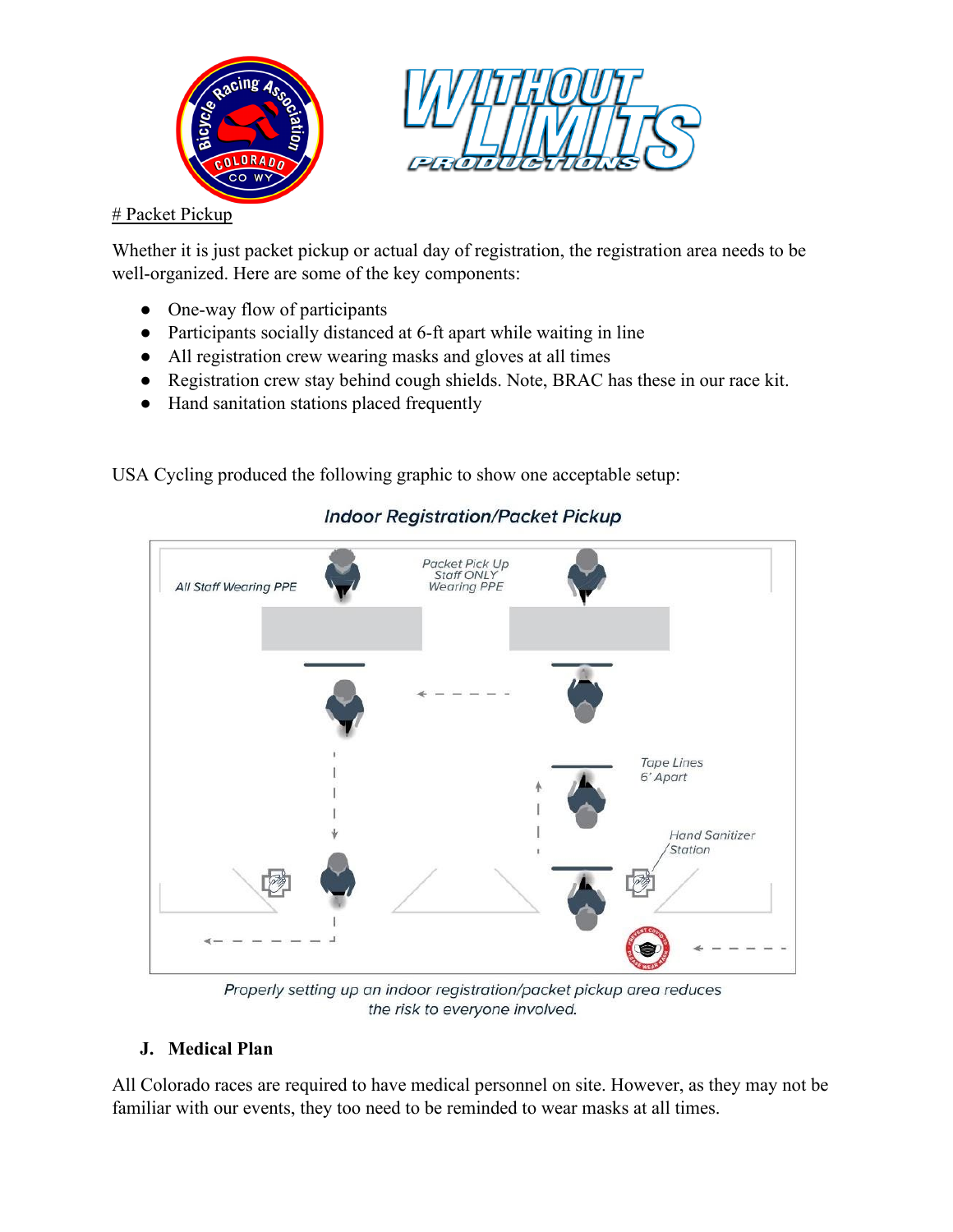# Packet Pickup

Whether it is just packet pickup or actual day of registration, the registration area needs to be well-organized. Here are some of the key components:

- One-way flow of participants
- Participants socially distanced at 6-ft apart while waiting in line
- All registration crew wearing masks and gloves at all times
- Registration crew stay behind cough shields. Note, BRAC has these in our race kit.
- Hand sanitation stations placed frequently

USA Cycling produced the following graphic to show one acceptable setup:

*Indoor Registration/Packet Pickup*

All Staff Wearing PPE

Packet Pick Up Staff ONLY Wearing PPE

Tape Lines 6' Apart

Hand Sanitizer Station

*Properly setting up an indoor registration/packet pickup area reduces the risk to everyone involved.*

## J. Medical Plan

All Colorado races are required to have medical personnel on site. However, as they may not be familiar with our events, they too need to be reminded to wear masks at all times.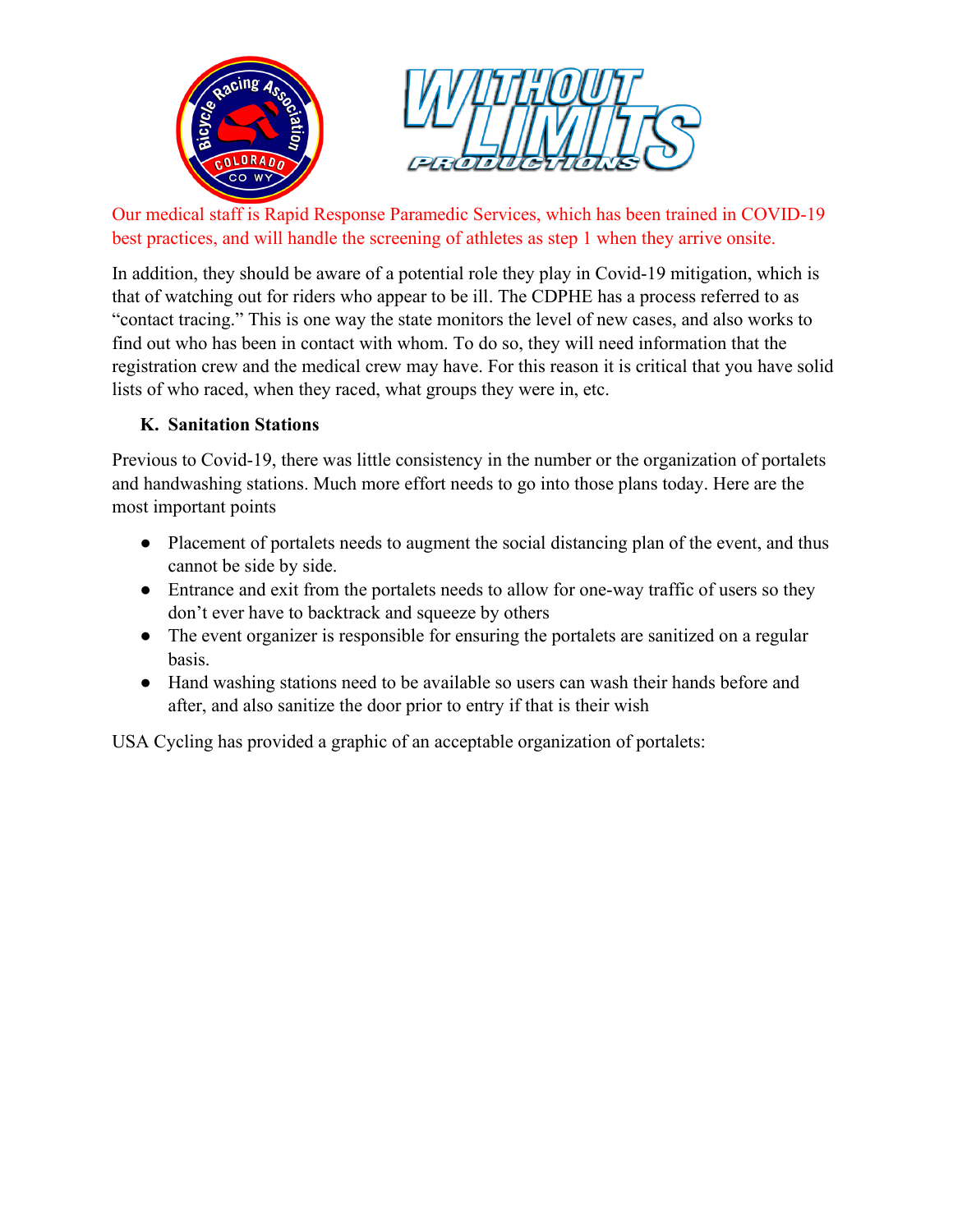Our medical staff is Rapid Response Paramedic Services, which has been trained in COVID-19 best practices, and will handle the screening of athletes as step 1 when they arrive onsite.

In addition, they should be aware of a potential role they play in Covid-19 mitigation, which is that of watching out for riders who appear to be ill. The CDPHE has a process referred to as "contact tracing." This is one way the state monitors the level of new cases, and also works to find out who has been in contact with whom. To do so, they will need information that the registration crew and the medical crew may have. For this reason it is critical that you have solid lists of who raced, when they raced, what groups they were in, etc.

### K. Sanitation Stations

Previous to Covid-19, there was little consistency in the number or the organization of portalets and handwashing stations. Much more effort needs to go into those plans today. Here are the most important points

- Placement of portalets needs to augment the social distancing plan of the event, and thus cannot be side by side.
- Entrance and exit from the portalets needs to allow for one-way traffic of users so they don't ever have to backtrack and squeeze by others
- The event organizer is responsible for ensuring the portalets are sanitized on a regular basis.
- Hand washing stations need to be available so users can wash their hands before and after, and also sanitize the door prior to entry if that is their wish

USA Cycling has provided a graphic of an acceptable organization of portalets: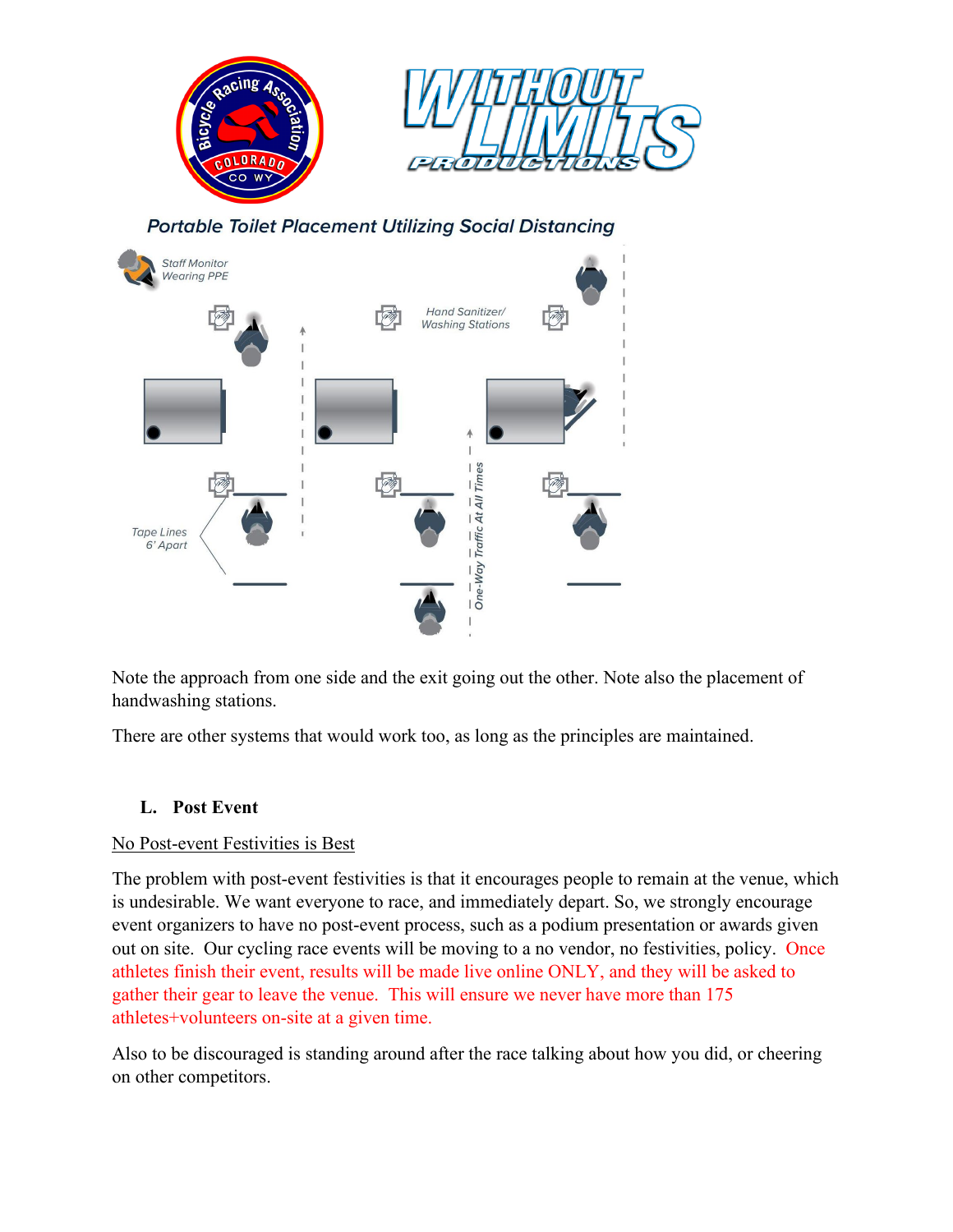*Portable Toilet Placement Utilizing Social Distancing*

Staff Monitor Wearing PPE

Hand Sanitizer/ Washing Stations

Tape Lines 6' Apart

One-Way Traffic At All Times

Note the approach from one side and the exit going out the other. Note also the placement of handwashing stations.

There are other systems that would work too, as long as the principles are maintained.

## L. Post Event

No Post-event Festivities is Best

The problem with post-event festivities is that it encourages people to remain at the venue, which is undesirable. We want everyone to race, and immediately depart. So, we strongly encourage event organizers to have no post-event process, such as a podium presentation or awards given out on site. Our cycling race events will be moving to a no vendor, no festivities, policy. Once athletes finish their event, results will be made live online ONLY, and they will be asked to gather their gear to leave the venue. This will ensure we never have more than 175 athletes+volunteers on-site at a given time.

Also to be discouraged is standing around after the race talking about how you did, or cheering on other competitors.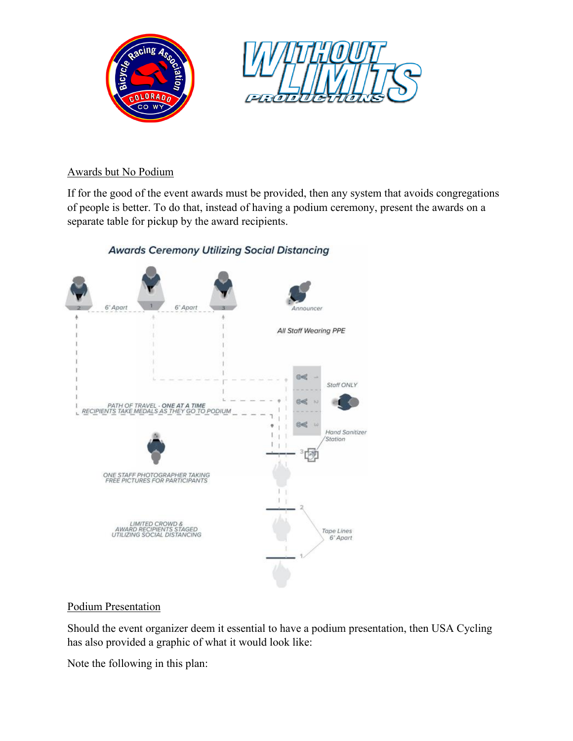## Awards but No Podium

If for the good of the event awards must be provided, then any system that avoids congregations of people is better. To do that, instead of having a podium ceremony, present the awards on a separate table for pickup by the award recipients.

**Awards Ceremony Utilizing Social Distancing**

6' Apart

6' Apart

Announcer

All Staff Wearing PPE

Staff ONLY

PATH OF TRAVEL - ONE AT A TIME
RECIPIENTS TAKE MEDALS AS THEY GO TO PODIUM

Hand Sanitizer Station

ONE STAFF PHOTOGRAPHER TAKING FREE PICTURES FOR PARTICIPANTS

LIMITED CROWD & AWARD RECIPIENTS STAGED UTILIZING SOCIAL DISTANCING

Tape Lines 6' Apart

## Podium Presentation

Should the event organizer deem it essential to have a podium presentation, then USA Cycling has also provided a graphic of what it would look like:

Note the following in this plan: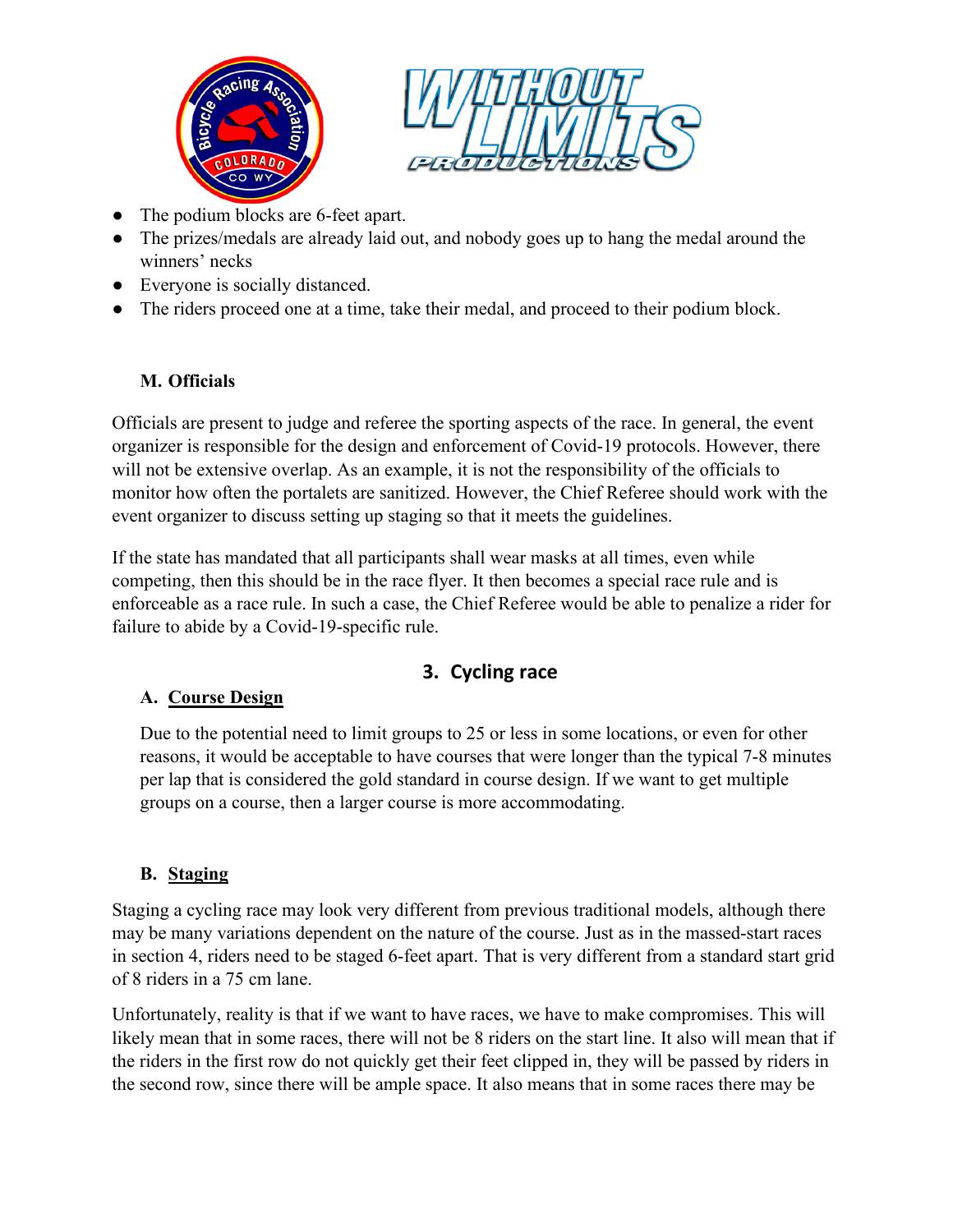- The podium blocks are 6-feet apart.
- The prizes/medals are already laid out, and nobody goes up to hang the medal around the winners' necks
- Everyone is socially distanced.
- The riders proceed one at a time, take their medal, and proceed to their podium block.

### M. Officials

Officials are present to judge and referee the sporting aspects of the race. In general, the event organizer is responsible for the design and enforcement of Covid-19 protocols. However, there will not be extensive overlap. As an example, it is not the responsibility of the officials to monitor how often the portalets are sanitized. However, the Chief Referee should work with the event organizer to discuss setting up staging so that it meets the guidelines.

If the state has mandated that all participants shall wear masks at all times, even while competing, then this should be in the race flyer. It then becomes a special race rule and is enforceable as a race rule. In such a case, the Chief Referee would be able to penalize a rider for failure to abide by a Covid-19-specific rule.

## 3. Cycling race

### A. Course Design

Due to the potential need to limit groups to 25 or less in some locations, or even for other reasons, it would be acceptable to have courses that were longer than the typical 7-8 minutes per lap that is considered the gold standard in course design. If we want to get multiple groups on a course, then a larger course is more accommodating.

### B. Staging

Staging a cycling race may look very different from previous traditional models, although there may be many variations dependent on the nature of the course. Just as in the massed-start races in section 4, riders need to be staged 6-feet apart. That is very different from a standard start grid of 8 riders in a 75 cm lane.

Unfortunately, reality is that if we want to have races, we have to make compromises. This will likely mean that in some races, there will not be 8 riders on the start line. It also will mean that if the riders in the first row do not quickly get their feet clipped in, they will be passed by riders in the second row, since there will be ample space. It also means that in some races there may be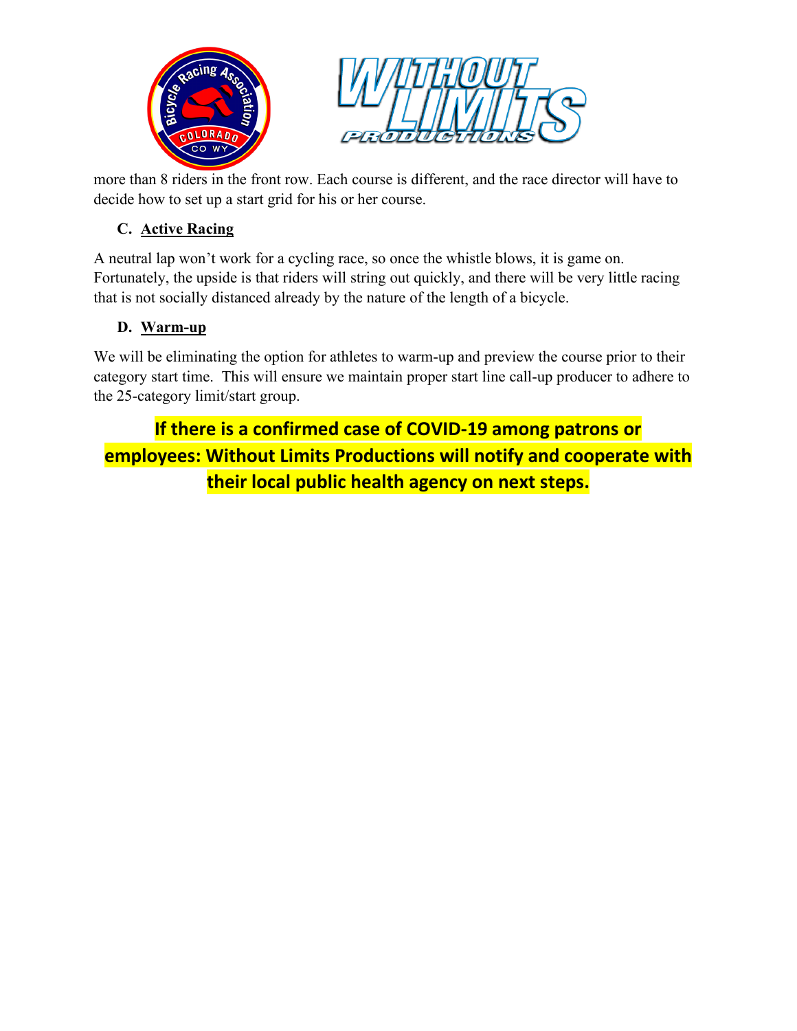more than 8 riders in the front row. Each course is different, and the race director will have to decide how to set up a start grid for his or her course.

### C. Active Racing

A neutral lap won't work for a cycling race, so once the whistle blows, it is game on. Fortunately, the upside is that riders will string out quickly, and there will be very little racing that is not socially distanced already by the nature of the length of a bicycle.

### D. Warm-up

We will be eliminating the option for athletes to warm-up and preview the course prior to their category start time. This will ensure we maintain proper start line call-up producer to adhere to the 25-category limit/start group.

**If there is a confirmed case of COVID-19 among patrons or employees: Without Limits Productions will notify and cooperate with their local public health agency on next steps.**